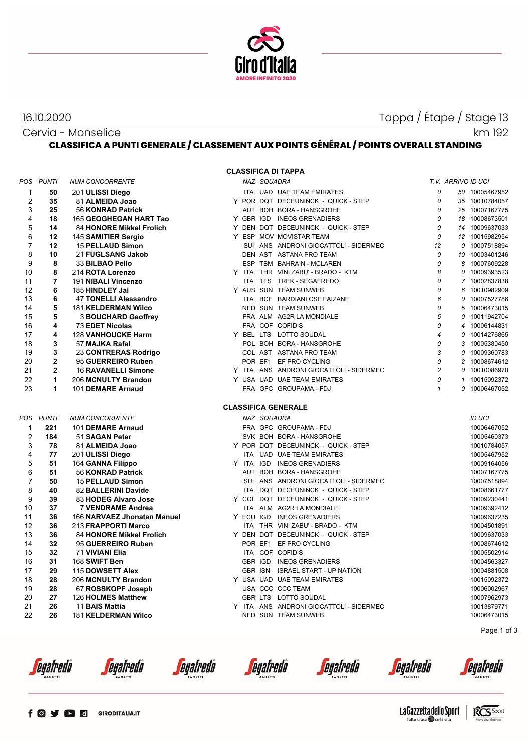16.10.2020

Tappa / Étape / Stage 13

Cervia - Monselice

km 192

## CLASSIFICA A PUNTI GENERALE / CLASSEMENT AUX POINTS GÉNÉRAL / POINTS OVERALL STANDING

### CLASSIFICA DI TAPPA

| POS | PUNTI | NUM | CONCORRENTE | | NAZ | SQUADRA | | T.V. | ARRIVO | ID UCI |
|---|---|---|---|---|---|---|---|---|---|---|
| 1 | **50** | 201 | **ULISSI Diego** | | ITA | UAD | UAE TEAM EMIRATES | 0 | 50 | 10005467952 |
| 2 | **35** | 81 | **ALMEIDA Joao** | Y | POR | DQT | DECEUNINCK - QUICK - STEP | 0 | 35 | 10010784057 |
| 3 | **25** | 56 | **KONRAD Patrick** | | AUT | BOH | BORA - HANSGROHE | 0 | 25 | 10007167775 |
| 4 | **18** | 165 | **GEOGHEGAN HART Tao** | Y | GBR | IGD | INEOS GRENADIERS | 0 | 18 | 10008673501 |
| 5 | **14** | 84 | **HONORE Mikkel Frolich** | Y | DEN | DQT | DECEUNINCK - QUICK - STEP | 0 | 14 | 10009637033 |
| 6 | **12** | 145 | **SAMITIER Sergio** | Y | ESP | MOV | MOVISTAR TEAM | 0 | 12 | 10015982954 |
| 7 | **12** | 15 | **PELLAUD Simon** | | SUI | ANS | ANDRONI GIOCATTOLI - SIDERMEC | 12 | 0 | 10007518894 |
| 8 | **10** | 21 | **FUGLSANG Jakob** | | DEN | AST | ASTANA PRO TEAM | 0 | 10 | 10003401246 |
| 9 | **8** | 33 | **BILBAO Pello** | | ESP | TBM | BAHRAIN - MCLAREN | 0 | 8 | 10007609228 |
| 10 | **8** | 214 | **ROTA Lorenzo** | Y | ITA | THR | VINI ZABU' - BRADO - KTM | 8 | 0 | 10009393523 |
| 11 | **7** | 191 | **NIBALI Vincenzo** | | ITA | TFS | TREK - SEGAFREDO | 0 | 7 | 10002837838 |
| 12 | **6** | 185 | **HINDLEY Jai** | Y | AUS | SUN | TEAM SUNWEB | 0 | 6 | 10010982909 |
| 13 | **6** | 47 | **TONELLI Alessandro** | | ITA | BCF | BARDIANI CSF FAIZANE' | 6 | 0 | 10007527786 |
| 14 | **5** | 181 | **KELDERMAN Wilco** | | NED | SUN | TEAM SUNWEB | 0 | 5 | 10006473015 |
| 15 | **5** | 3 | **BOUCHARD Geoffrey** | | FRA | ALM | AG2R LA MONDIALE | 5 | 0 | 10011942704 |
| 16 | **4** | 73 | **EDET Nicolas** | | FRA | COF | COFIDIS | 0 | 4 | 10006144831 |
| 17 | **4** | 128 | **VANHOUCKE Harm** | Y | BEL | LTS | LOTTO SOUDAL | 4 | 0 | 10014276865 |
| 18 | **3** | 57 | **MAJKA Rafal** | | POL | BOH | BORA - HANSGROHE | 0 | 3 | 10005380450 |
| 19 | **3** | 23 | **CONTRERAS Rodrigo** | | COL | AST | ASTANA PRO TEAM | 3 | 0 | 10009360783 |
| 20 | **2** | 95 | **GUERREIRO Ruben** | | POR | EF1 | EF PRO CYCLING | 0 | 2 | 10008674612 |
| 21 | **2** | 16 | **RAVANELLI Simone** | Y | ITA | ANS | ANDRONI GIOCATTOLI - SIDERMEC | 2 | 0 | 10010086970 |
| 22 | **1** | 206 | **MCNULTY Brandon** | Y | USA | UAD | UAE TEAM EMIRATES | 0 | 1 | 10015092372 |
| 23 | **1** | 101 | **DEMARE Arnaud** | | FRA | GFC | GROUPAMA - FDJ | 1 | 0 | 10006467052 |

### CLASSIFICA GENERALE

| POS | PUNTI | NUM | CONCORRENTE | | NAZ | SQUADRA | | ID UCI |
|---|---|---|---|---|---|---|---|---|
| 1 | **221** | 101 | **DEMARE Arnaud** | | FRA | GFC | GROUPAMA - FDJ | 10006467052 |
| 2 | **184** | 51 | **SAGAN Peter** | | SVK | BOH | BORA - HANSGROHE | 10005460373 |
| 3 | **78** | 81 | **ALMEIDA Joao** | Y | POR | DQT | DECEUNINCK - QUICK - STEP | 10010784057 |
| 4 | **77** | 201 | **ULISSI Diego** | | ITA | UAD | UAE TEAM EMIRATES | 10005467952 |
| 5 | **51** | 164 | **GANNA Filippo** | Y | ITA | IGD | INEOS GRENADIERS | 10009164056 |
| 6 | **51** | 56 | **KONRAD Patrick** | | AUT | BOH | BORA - HANSGROHE | 10007167775 |
| 7 | **50** | 15 | **PELLAUD Simon** | | SUI | ANS | ANDRONI GIOCATTOLI - SIDERMEC | 10007518894 |
| 8 | **40** | 82 | **BALLERINI Davide** | | ITA | DQT | DECEUNINCK - QUICK - STEP | 10008661777 |
| 9 | **39** | 83 | **HODEG Alvaro Jose** | Y | COL | DQT | DECEUNINCK - QUICK - STEP | 10009230441 |
| 10 | **37** | 7 | **VENDRAME Andrea** | | ITA | ALM | AG2R LA MONDIALE | 10009392412 |
| 11 | **36** | 166 | **NARVAEZ Jhonatan Manuel** | Y | ECU | IGD | INEOS GRENADIERS | 10009637235 |
| 12 | **36** | 213 | **FRAPPORTI Marco** | | ITA | THR | VINI ZABU' - BRADO - KTM | 10004501891 |
| 13 | **36** | 84 | **HONORE Mikkel Frolich** | Y | DEN | DQT | DECEUNINCK - QUICK - STEP | 10009637033 |
| 14 | **32** | 95 | **GUERREIRO Ruben** | | POR | EF1 | EF PRO CYCLING | 10008674612 |
| 15 | **32** | 71 | **VIVIANI Elia** | | ITA | COF | COFIDIS | 10005502914 |
| 16 | **31** | 168 | **SWIFT Ben** | | GBR | IGD | INEOS GRENADIERS | 10004563327 |
| 17 | **29** | 115 | **DOWSETT Alex** | | GBR | ISN | ISRAEL START - UP NATION | 10004881508 |
| 18 | **28** | 206 | **MCNULTY Brandon** | Y | USA | UAD | UAE TEAM EMIRATES | 10015092372 |
| 19 | **28** | 67 | **ROSSKOPF Joseph** | | USA | CCC | CCC TEAM | 10006002967 |
| 20 | **27** | 126 | **HOLMES Matthew** | | GBR | LTS | LOTTO SOUDAL | 10007962973 |
| 21 | **26** | 11 | **BAIS Mattia** | Y | ITA | ANS | ANDRONI GIOCATTOLI - SIDERMEC | 10013879771 |
| 22 | **26** | 181 | **KELDERMAN Wilco** | | NED | SUN | TEAM SUNWEB | 10006473015 |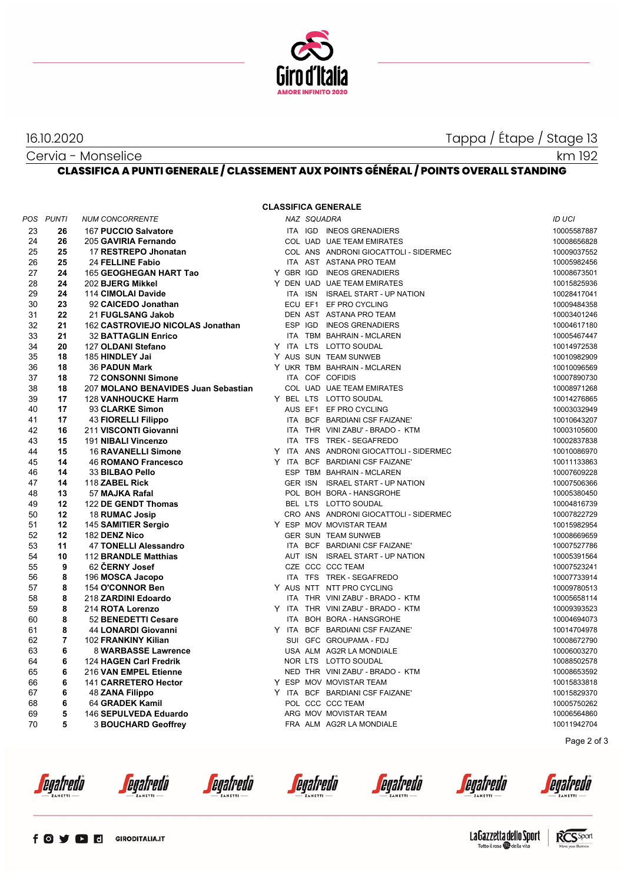16.10.2020 — Tappa / Étape / Stage 13

Cervia - Monselice — km 192

## CLASSIFICA A PUNTI GENERALE / CLASSEMENT AUX POINTS GÉNÉRAL / POINTS OVERALL STANDING

### CLASSIFICA GENERALE

| POS | PUNTI | NUM | CONCORRENTE | | NAZ | SQUADRA | | ID UCI |
|---|---|---|---|---|---|---|---|---|
| 23 | **26** | 167 | **PUCCIO Salvatore** | | ITA | IGD | INEOS GRENADIERS | 10005587887 |
| 24 | **26** | 205 | **GAVIRIA Fernando** | | COL | UAD | UAE TEAM EMIRATES | 10008656828 |
| 25 | **25** | 17 | **RESTREPO Jhonatan** | | COL | ANS | ANDRONI GIOCATTOLI - SIDERMEC | 10009037552 |
| 26 | **25** | 24 | **FELLINE Fabio** | | ITA | AST | ASTANA PRO TEAM | 10005982456 |
| 27 | **24** | 165 | **GEOGHEGAN HART Tao** | Y | GBR | IGD | INEOS GRENADIERS | 10008673501 |
| 28 | **24** | 202 | **BJERG Mikkel** | Y | DEN | UAD | UAE TEAM EMIRATES | 10015825936 |
| 29 | **24** | 114 | **CIMOLAI Davide** | | ITA | ISN | ISRAEL START - UP NATION | 10028417041 |
| 30 | **23** | 92 | **CAICEDO Jonathan** | | ECU | EF1 | EF PRO CYCLING | 10009484358 |
| 31 | **22** | 21 | **FUGLSANG Jakob** | | DEN | AST | ASTANA PRO TEAM | 10003401246 |
| 32 | **21** | 162 | **CASTROVIEJO NICOLAS Jonathan** | | ESP | IGD | INEOS GRENADIERS | 10004617180 |
| 33 | **21** | 32 | **BATTAGLIN Enrico** | | ITA | TBM | BAHRAIN - MCLAREN | 10005467447 |
| 34 | **20** | 127 | **OLDANI Stefano** | Y | ITA | LTS | LOTTO SOUDAL | 10014972538 |
| 35 | **18** | 185 | **HINDLEY Jai** | Y | AUS | SUN | TEAM SUNWEB | 10010982909 |
| 36 | **18** | 36 | **PADUN Mark** | Y | UKR | TBM | BAHRAIN - MCLAREN | 10010096569 |
| 37 | **18** | 72 | **CONSONNI Simone** | | ITA | COF | COFIDIS | 10007890730 |
| 38 | **18** | 207 | **MOLANO BENAVIDES Juan Sebastian** | | COL | UAD | UAE TEAM EMIRATES | 10008971268 |
| 39 | **17** | 128 | **VANHOUCKE Harm** | Y | BEL | LTS | LOTTO SOUDAL | 10014276865 |
| 40 | **17** | 93 | **CLARKE Simon** | | AUS | EF1 | EF PRO CYCLING | 10003032949 |
| 41 | **17** | 43 | **FIORELLI Filippo** | | ITA | BCF | BARDIANI CSF FAIZANE' | 10010643207 |
| 42 | **16** | 211 | **VISCONTI Giovanni** | | ITA | THR | VINI ZABU' - BRADO - KTM | 10003105600 |
| 43 | **15** | 191 | **NIBALI Vincenzo** | | ITA | TFS | TREK - SEGAFREDO | 10002837838 |
| 44 | **15** | 16 | **RAVANELLI Simone** | Y | ITA | ANS | ANDRONI GIOCATTOLI - SIDERMEC | 10010086970 |
| 45 | **14** | 46 | **ROMANO Francesco** | Y | ITA | BCF | BARDIANI CSF FAIZANE' | 10011133863 |
| 46 | **14** | 33 | **BILBAO Pello** | | ESP | TBM | BAHRAIN - MCLAREN | 10007609228 |
| 47 | **14** | 118 | **ZABEL Rick** | | GER | ISN | ISRAEL START - UP NATION | 10007506366 |
| 48 | **13** | 57 | **MAJKA Rafal** | | POL | BOH | BORA - HANSGROHE | 10005380450 |
| 49 | **12** | 122 | **DE GENDT Thomas** | | BEL | LTS | LOTTO SOUDAL | 10004816739 |
| 50 | **12** | 18 | **RUMAC Josip** | | CRO | ANS | ANDRONI GIOCATTOLI - SIDERMEC | 10007822729 |
| 51 | **12** | 145 | **SAMITIER Sergio** | Y | ESP | MOV | MOVISTAR TEAM | 10015982954 |
| 52 | **12** | 182 | **DENZ Nico** | | GER | SUN | TEAM SUNWEB | 10008669659 |
| 53 | **11** | 47 | **TONELLI Alessandro** | | ITA | BCF | BARDIANI CSF FAIZANE' | 10007527786 |
| 54 | **10** | 112 | **BRANDLE Matthias** | | AUT | ISN | ISRAEL START - UP NATION | 10005391564 |
| 55 | **9** | 62 | **ČERNY Josef** | | CZE | CCC | CCC TEAM | 10007523241 |
| 56 | **8** | 196 | **MOSCA Jacopo** | | ITA | TFS | TREK - SEGAFREDO | 10007733914 |
| 57 | **8** | 154 | **O'CONNOR Ben** | Y | AUS | NTT | NTT PRO CYCLING | 10009780513 |
| 58 | **8** | 218 | **ZARDINI Edoardo** | | ITA | THR | VINI ZABU' - BRADO - KTM | 10005658114 |
| 59 | **8** | 214 | **ROTA Lorenzo** | Y | ITA | THR | VINI ZABU' - BRADO - KTM | 10009393523 |
| 60 | **8** | 52 | **BENEDETTI Cesare** | | ITA | BOH | BORA - HANSGROHE | 10004694073 |
| 61 | **8** | 44 | **LONARDI Giovanni** | Y | ITA | BCF | BARDIANI CSF FAIZANE' | 10014704978 |
| 62 | **7** | 102 | **FRANKINY Kilian** | | SUI | GFC | GROUPAMA - FDJ | 10008672790 |
| 63 | **6** | 8 | **WARBASSE Lawrence** | | USA | ALM | AG2R LA MONDIALE | 10006003270 |
| 64 | **6** | 124 | **HAGEN Carl Fredrik** | | NOR | LTS | LOTTO SOUDAL | 10088502578 |
| 65 | **6** | 216 | **VAN EMPEL Etienne** | | NED | THR | VINI ZABU' - BRADO - KTM | 10008653592 |
| 66 | **6** | 141 | **CARRETERO Hector** | Y | ESP | MOV | MOVISTAR TEAM | 10015833818 |
| 67 | **6** | 48 | **ZANA Filippo** | Y | ITA | BCF | BARDIANI CSF FAIZANE' | 10015829370 |
| 68 | **6** | 64 | **GRADEK Kamil** | | POL | CCC | CCC TEAM | 10005750262 |
| 69 | **5** | 146 | **SEPULVEDA Eduardo** | | ARG | MOV | MOVISTAR TEAM | 10006564860 |
| 70 | **5** | 3 | **BOUCHARD Geoffrey** | | FRA | ALM | AG2R LA MONDIALE | 10011942704 |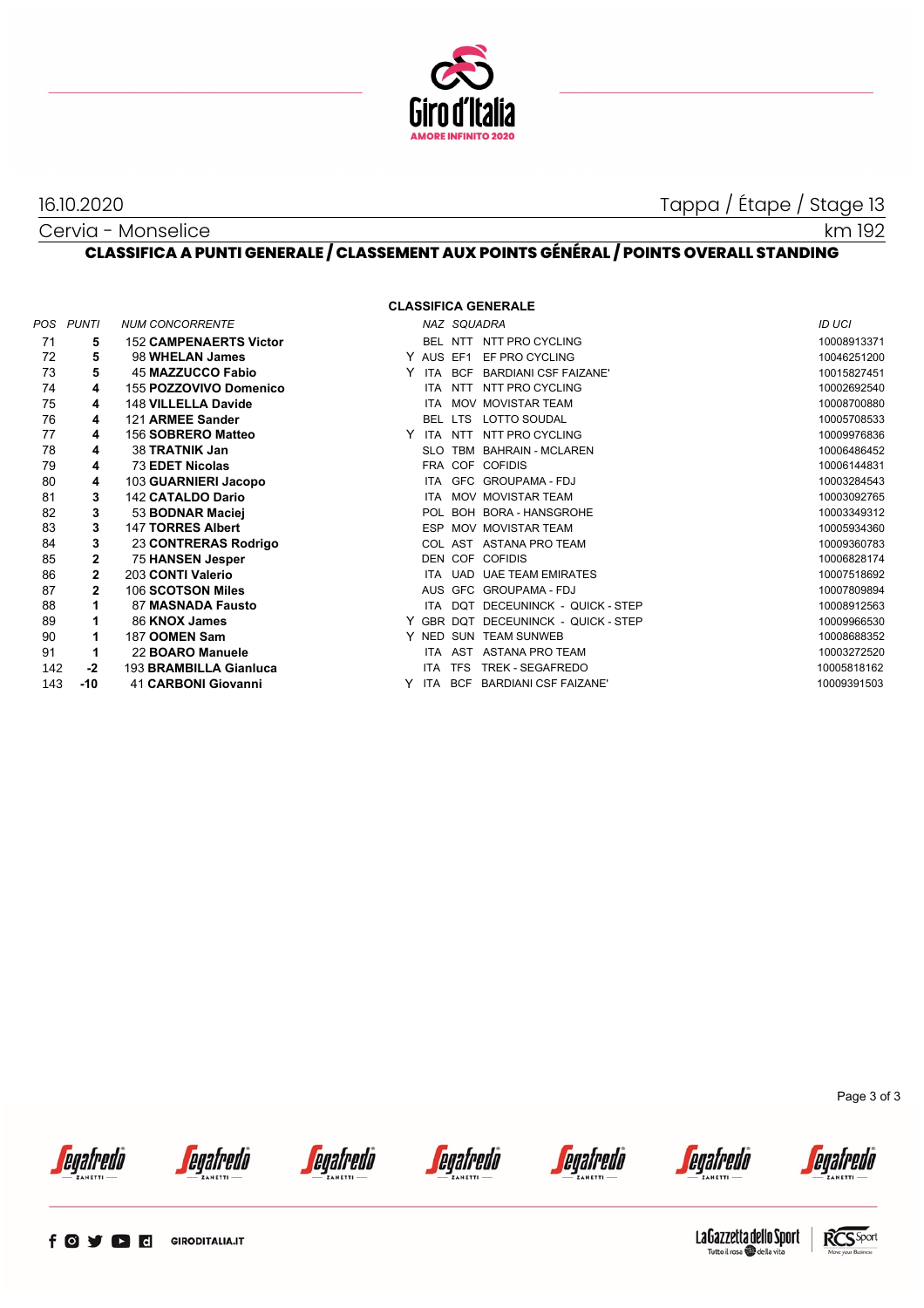16.10.2020

Tappa / Étape / Stage 13

Cervia - Monselice

km 192

## CLASSIFICA A PUNTI GENERALE / CLASSEMENT AUX POINTS GÉNÉRAL / POINTS OVERALL STANDING

### CLASSIFICA GENERALE

| POS | PUNTI | NUM | CONCORRENTE | | NAZ | SQUADRA | | ID UCI |
|---|---|---|---|---|---|---|---|---|
| 71 | 5 | 152 | **CAMPENAERTS Victor** | | BEL | NTT | NTT PRO CYCLING | 10008913371 |
| 72 | 5 | 98 | **WHELAN James** | Y | AUS | EF1 | EF PRO CYCLING | 10046251200 |
| 73 | 5 | 45 | **MAZZUCCO Fabio** | Y | ITA | BCF | BARDIANI CSF FAIZANE' | 10015827451 |
| 74 | 4 | 155 | **POZZOVIVO Domenico** | | ITA | NTT | NTT PRO CYCLING | 10002692540 |
| 75 | 4 | 148 | **VILLELLA Davide** | | ITA | MOV | MOVISTAR TEAM | 10008700880 |
| 76 | 4 | 121 | **ARMEE Sander** | | BEL | LTS | LOTTO SOUDAL | 10005708533 |
| 77 | 4 | 156 | **SOBRERO Matteo** | Y | ITA | NTT | NTT PRO CYCLING | 10009976836 |
| 78 | 4 | 38 | **TRATNIK Jan** | | SLO | TBM | BAHRAIN - MCLAREN | 10006486452 |
| 79 | 4 | 73 | **EDET Nicolas** | | FRA | COF | COFIDIS | 10006144831 |
| 80 | 4 | 103 | **GUARNIERI Jacopo** | | ITA | GFC | GROUPAMA - FDJ | 10003284543 |
| 81 | 3 | 142 | **CATALDO Dario** | | ITA | MOV | MOVISTAR TEAM | 10003092765 |
| 82 | 3 | 53 | **BODNAR Maciej** | | POL | BOH | BORA - HANSGROHE | 10003349312 |
| 83 | 3 | 147 | **TORRES Albert** | | ESP | MOV | MOVISTAR TEAM | 10005934360 |
| 84 | 3 | 23 | **CONTRERAS Rodrigo** | | COL | AST | ASTANA PRO TEAM | 10009360783 |
| 85 | 2 | 75 | **HANSEN Jesper** | | DEN | COF | COFIDIS | 10006828174 |
| 86 | 2 | 203 | **CONTI Valerio** | | ITA | UAD | UAE TEAM EMIRATES | 10007518692 |
| 87 | 2 | 106 | **SCOTSON Miles** | | AUS | GFC | GROUPAMA - FDJ | 10007809894 |
| 88 | 1 | 87 | **MASNADA Fausto** | | ITA | DQT | DECEUNINCK - QUICK - STEP | 10008912563 |
| 89 | 1 | 86 | **KNOX James** | Y | GBR | DQT | DECEUNINCK - QUICK - STEP | 10009966530 |
| 90 | 1 | 187 | **OOMEN Sam** | Y | NED | SUN | TEAM SUNWEB | 10008688352 |
| 91 | 1 | 22 | **BOARO Manuele** | | ITA | AST | ASTANA PRO TEAM | 10003272520 |
| 142 | -2 | 193 | **BRAMBILLA Gianluca** | | ITA | TFS | TREK - SEGAFREDO | 10005818162 |
| 143 | -10 | 41 | **CARBONI Giovanni** | Y | ITA | BCF | BARDIANI CSF FAIZANE' | 10009391503 |

GIRODITALIA.IT